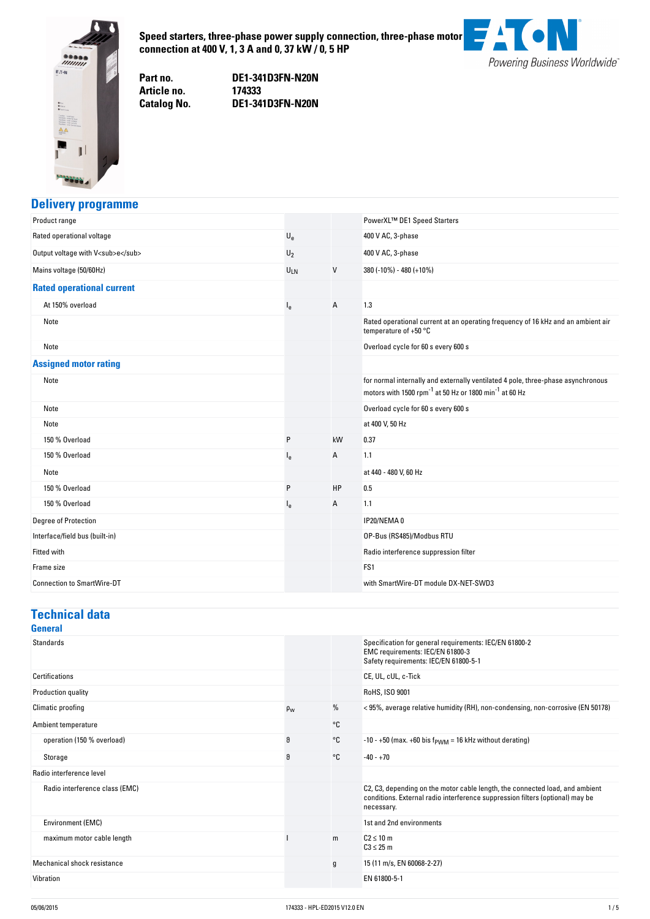# Speed starters, three-phase power supply connection, three-phase motor connection at 400 V, 1, 3 A and 0, 37 kW / 0, 5 HP

**Part no.** DE1-341D3FN-N20N
**Article no.** 174333
**Catalog No.** DE1-341D3FN-N20N

## Delivery programme

| | | | |
|---|---|---|---|
| Product range | | | PowerXL™ DE1 Speed Starters |
| Rated operational voltage | $U_e$ | | 400 V AC, 3-phase |
| Output voltage with V<sub>e</sub> | $U_2$ | | 400 V AC, 3-phase |
| Mains voltage (50/60Hz) | $U_{LN}$ | V | 380 (-10%) - 480 (+10%) |
| **Rated operational current** | | | |
| At 150% overload | $I_e$ | A | 1.3 |
| Note | | | Rated operational current at an operating frequency of 16 kHz and an ambient air temperature of +50 °C |
| Note | | | Overload cycle for 60 s every 600 s |
| **Assigned motor rating** | | | |
| Note | | | for normal internally and externally ventilated 4 pole, three-phase asynchronous motors with 1500 $rpm^{-1}$ at 50 Hz or 1800 $min^{-1}$ at 60 Hz |
| Note | | | Overload cycle for 60 s every 600 s |
| Note | | | at 400 V, 50 Hz |
| 150 % Overload | P | kW | 0.37 |
| 150 % Overload | $I_e$ | A | 1.1 |
| Note | | | at 440 - 480 V, 60 Hz |
| 150 % Overload | P | HP | 0.5 |
| 150 % Overload | $I_e$ | A | 1.1 |
| Degree of Protection | | | IP20/NEMA 0 |
| Interface/field bus (built-in) | | | OP-Bus (RS485)/Modbus RTU |
| Fitted with | | | Radio interference suppression filter |
| Frame size | | | FS1 |
| Connection to SmartWire-DT | | | with SmartWire-DT module DX-NET-SWD3 |

## Technical data

### General

| | | | |
|---|---|---|---|
| Standards | | | Specification for general requirements: IEC/EN 61800-2<br>EMC requirements: IEC/EN 61800-3<br>Safety requirements: IEC/EN 61800-5-1 |
| Certifications | | | CE, UL, cUL, c-Tick |
| Production quality | | | RoHS, ISO 9001 |
| Climatic proofing | $\rho_w$ | % | < 95%, average relative humidity (RH), non-condensing, non-corrosive (EN 50178) |
| Ambient temperature | | °C | |
| operation (150 % overload) | ϑ | °C | -10 - +50 (max. +60 bis $f_{PWM}$ = 16 kHz without derating) |
| Storage | ϑ | °C | -40 - +70 |
| Radio interference level | | | |
| Radio interference class (EMC) | | | C2, C3, depending on the motor cable length, the connected load, and ambient conditions. External radio interference suppression filters (optional) may be necessary. |
| Environment (EMC) | | | 1st and 2nd environments |
| maximum motor cable length | l | m | C2 ≤ 10 m<br>C3 ≤ 25 m |
| Mechanical shock resistance | | g | 15 (11 m/s, EN 60068-2-27) |
| Vibration | | | EN 61800-5-1 |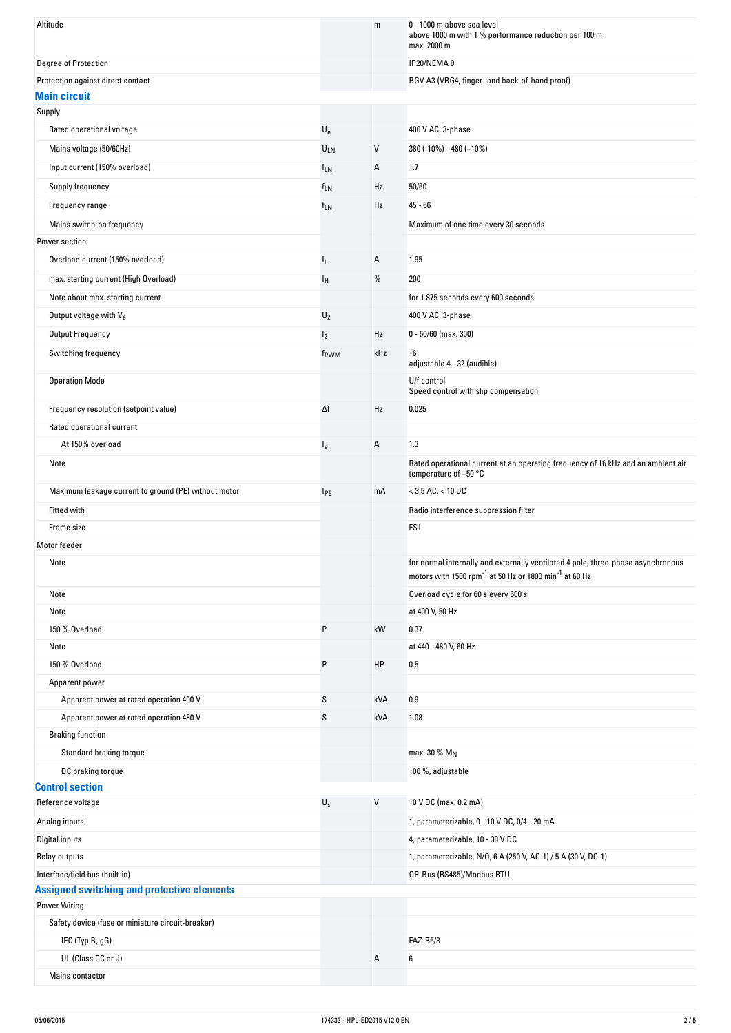| | | | |
|---|---|---|---|
| Altitude | | m | 0 - 1000 m above sea level<br>above 1000 m with 1 % performance reduction per 100 m<br>max. 2000 m |
| Degree of Protection | | | IP20/NEMA 0 |
| Protection against direct contact | | | BGV A3 (VBG4, finger- and back-of-hand proof) |

## Main circuit

| | | | |
|---|---|---|---|
| Supply | | | |
| Rated operational voltage | $U_e$ | | 400 V AC, 3-phase |
| Mains voltage (50/60Hz) | $U_{LN}$ | V | 380 (-10%) - 480 (+10%) |
| Input current (150% overload) | $I_{LN}$ | A | 1.7 |
| Supply frequency | $f_{LN}$ | Hz | 50/60 |
| Frequency range | $f_{LN}$ | Hz | 45 - 66 |
| Mains switch-on frequency | | | Maximum of one time every 30 seconds |
| Power section | | | |
| Overload current (150% overload) | $I_L$ | A | 1.95 |
| max. starting current (High Overload) | $I_H$ | % | 200 |
| Note about max. starting current | | | for 1.875 seconds every 600 seconds |
| Output voltage with $V_e$ | $U_2$ | | 400 V AC, 3-phase |
| Output Frequency | $f_2$ | Hz | 0 - 50/60 (max. 300) |
| Switching frequency | $f_{PWM}$ | kHz | 16<br>adjustable 4 - 32 (audible) |
| Operation Mode | | | U/f control<br>Speed control with slip compensation |
| Frequency resolution (setpoint value) | Δf | Hz | 0.025 |
| Rated operational current | | | |
| At 150% overload | $I_e$ | A | 1.3 |
| Note | | | Rated operational current at an operating frequency of 16 kHz and an ambient air temperature of +50 °C |
| Maximum leakage current to ground (PE) without motor | $I_{PE}$ | mA | < 3,5 AC, < 10 DC |
| Fitted with | | | Radio interference suppression filter |
| Frame size | | | FS1 |
| Motor feeder | | | |
| Note | | | for normal internally and externally ventilated 4 pole, three-phase asynchronous motors with 1500 $rpm^{-1}$ at 50 Hz or 1800 $min^{-1}$ at 60 Hz |
| Note | | | Overload cycle for 60 s every 600 s |
| Note | | | at 400 V, 50 Hz |
| 150 % Overload | P | kW | 0.37 |
| Note | | | at 440 - 480 V, 60 Hz |
| 150 % Overload | P | HP | 0.5 |
| Apparent power | | | |
| Apparent power at rated operation 400 V | S | kVA | 0.9 |
| Apparent power at rated operation 480 V | S | kVA | 1.08 |
| Braking function | | | |
| Standard braking torque | | | max. 30 % $M_N$ |
| DC braking torque | | | 100 %, adjustable |

## Control section

| | | | |
|---|---|---|---|
| Reference voltage | $U_s$ | V | 10 V DC (max. 0.2 mA) |
| Analog inputs | | | 1, parameterizable, 0 - 10 V DC, 0/4 - 20 mA |
| Digital inputs | | | 4, parameterizable, 10 - 30 V DC |
| Relay outputs | | | 1, parameterizable, N/O, 6 A (250 V, AC-1) / 5 A (30 V, DC-1) |
| Interface/field bus (built-in) | | | OP-Bus (RS485)/Modbus RTU |

## Assigned switching and protective elements

| | | | |
|---|---|---|---|
| Power Wiring | | | |
| Safety device (fuse or miniature circuit-breaker) | | | |
| IEC (Typ B, gG) | | | FAZ-B6/3 |
| UL (Class CC or J) | | A | 6 |
| Mains contactor | | | |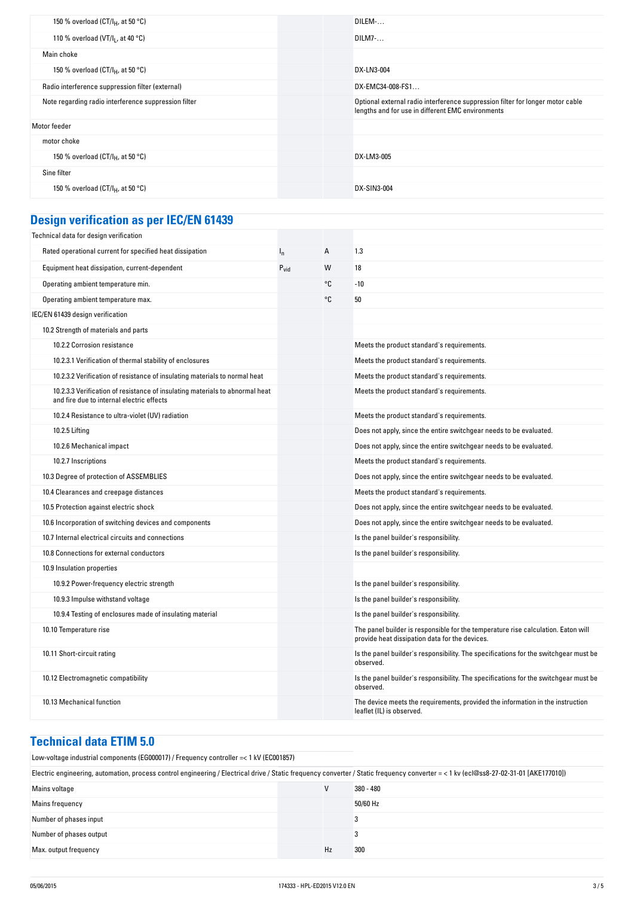| | | | |
|---|---|---|---|
| 150 % overload (CT/$I_H$, at 50 °C) | | | DILEM-… |
| 110 % overload (VT/$I_L$, at 40 °C) | | | DILM7-… |
| Main choke | | | |
| 150 % overload (CT/$I_H$, at 50 °C) | | | DX-LN3-004 |
| Radio interference suppression filter (external) | | | DX-EMC34-008-FS1… |
| Note regarding radio interference suppression filter | | | Optional external radio interference suppression filter for longer motor cable lengths and for use in different EMC environments |
| Motor feeder | | | |
| motor choke | | | |
| 150 % overload (CT/$I_H$, at 50 °C) | | | DX-LM3-005 |
| Sine filter | | | |
| 150 % overload (CT/$I_H$, at 50 °C) | | | DX-SIN3-004 |

## Design verification as per IEC/EN 61439

| | | | |
|---|---|---|---|
| Technical data for design verification | | | |
| Rated operational current for specified heat dissipation | $I_n$ | A | 1.3 |
| Equipment heat dissipation, current-dependent | $P_{vid}$ | W | 18 |
| Operating ambient temperature min. | | °C | -10 |
| Operating ambient temperature max. | | °C | 50 |
| IEC/EN 61439 design verification | | | |
| 10.2 Strength of materials and parts | | | |
| 10.2.2 Corrosion resistance | | | Meets the product standard's requirements. |
| 10.2.3.1 Verification of thermal stability of enclosures | | | Meets the product standard's requirements. |
| 10.2.3.2 Verification of resistance of insulating materials to normal heat | | | Meets the product standard's requirements. |
| 10.2.3.3 Verification of resistance of insulating materials to abnormal heat and fire due to internal electric effects | | | Meets the product standard's requirements. |
| 10.2.4 Resistance to ultra-violet (UV) radiation | | | Meets the product standard's requirements. |
| 10.2.5 Lifting | | | Does not apply, since the entire switchgear needs to be evaluated. |
| 10.2.6 Mechanical impact | | | Does not apply, since the entire switchgear needs to be evaluated. |
| 10.2.7 Inscriptions | | | Meets the product standard's requirements. |
| 10.3 Degree of protection of ASSEMBLIES | | | Does not apply, since the entire switchgear needs to be evaluated. |
| 10.4 Clearances and creepage distances | | | Meets the product standard's requirements. |
| 10.5 Protection against electric shock | | | Does not apply, since the entire switchgear needs to be evaluated. |
| 10.6 Incorporation of switching devices and components | | | Does not apply, since the entire switchgear needs to be evaluated. |
| 10.7 Internal electrical circuits and connections | | | Is the panel builder's responsibility. |
| 10.8 Connections for external conductors | | | Is the panel builder's responsibility. |
| 10.9 Insulation properties | | | |
| 10.9.2 Power-frequency electric strength | | | Is the panel builder's responsibility. |
| 10.9.3 Impulse withstand voltage | | | Is the panel builder's responsibility. |
| 10.9.4 Testing of enclosures made of insulating material | | | Is the panel builder's responsibility. |
| 10.10 Temperature rise | | | The panel builder is responsible for the temperature rise calculation. Eaton will provide heat dissipation data for the devices. |
| 10.11 Short-circuit rating | | | Is the panel builder's responsibility. The specifications for the switchgear must be observed. |
| 10.12 Electromagnetic compatibility | | | Is the panel builder's responsibility. The specifications for the switchgear must be observed. |
| 10.13 Mechanical function | | | The device meets the requirements, provided the information in the instruction leaflet (IL) is observed. |

## Technical data ETIM 5.0

Low-voltage industrial components (EG000017) / Frequency controller =< 1 kV (EC001857)

Electric engineering, automation, process control engineering / Electrical drive / Static frequency converter / Static frequency converter = < 1 kv (ecl@ss8-27-02-31-01 [AKE177010])

| | | |
|---|---|---|
| Mains voltage | V | 380 - 480 |
| Mains frequency | | 50/60 Hz |
| Number of phases input | | 3 |
| Number of phases output | | 3 |
| Max. output frequency | Hz | 300 |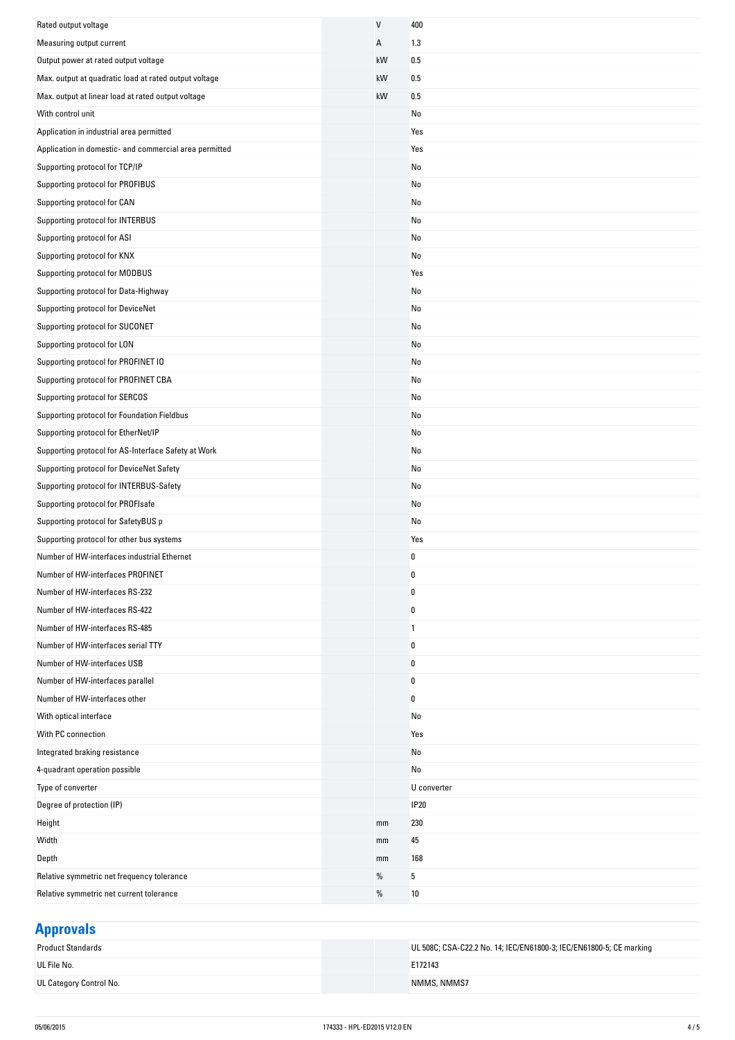| | | |
|---|---|---|
| Rated output voltage | V | 400 |
| Measuring output current | A | 1.3 |
| Output power at rated output voltage | kW | 0.5 |
| Max. output at quadratic load at rated output voltage | kW | 0.5 |
| Max. output at linear load at rated output voltage | kW | 0.5 |
| With control unit | | No |
| Application in industrial area permitted | | Yes |
| Application in domestic- and commercial area permitted | | Yes |
| Supporting protocol for TCP/IP | | No |
| Supporting protocol for PROFIBUS | | No |
| Supporting protocol for CAN | | No |
| Supporting protocol for INTERBUS | | No |
| Supporting protocol for ASI | | No |
| Supporting protocol for KNX | | No |
| Supporting protocol for MODBUS | | Yes |
| Supporting protocol for Data-Highway | | No |
| Supporting protocol for DeviceNet | | No |
| Supporting protocol for SUCONET | | No |
| Supporting protocol for LON | | No |
| Supporting protocol for PROFINET IO | | No |
| Supporting protocol for PROFINET CBA | | No |
| Supporting protocol for SERCOS | | No |
| Supporting protocol for Foundation Fieldbus | | No |
| Supporting protocol for EtherNet/IP | | No |
| Supporting protocol for AS-Interface Safety at Work | | No |
| Supporting protocol for DeviceNet Safety | | No |
| Supporting protocol for INTERBUS-Safety | | No |
| Supporting protocol for PROFIsafe | | No |
| Supporting protocol for SafetyBUS p | | No |
| Supporting protocol for other bus systems | | Yes |
| Number of HW-interfaces industrial Ethernet | | 0 |
| Number of HW-interfaces PROFINET | | 0 |
| Number of HW-interfaces RS-232 | | 0 |
| Number of HW-interfaces RS-422 | | 0 |
| Number of HW-interfaces RS-485 | | 1 |
| Number of HW-interfaces serial TTY | | 0 |
| Number of HW-interfaces USB | | 0 |
| Number of HW-interfaces parallel | | 0 |
| Number of HW-interfaces other | | 0 |
| With optical interface | | No |
| With PC connection | | Yes |
| Integrated braking resistance | | No |
| 4-quadrant operation possible | | No |
| Type of converter | | U converter |
| Degree of protection (IP) | | IP20 |
| Height | mm | 230 |
| Width | mm | 45 |
| Depth | mm | 168 |
| Relative symmetric net frequency tolerance | % | 5 |
| Relative symmetric net current tolerance | % | 10 |

## Approvals

| | |
|---|---|
| Product Standards | UL 508C; CSA-C22.2 No. 14; IEC/EN61800-3; IEC/EN61800-5; CE marking |
| UL File No. | E172143 |
| UL Category Control No. | NMMS, NMMS7 |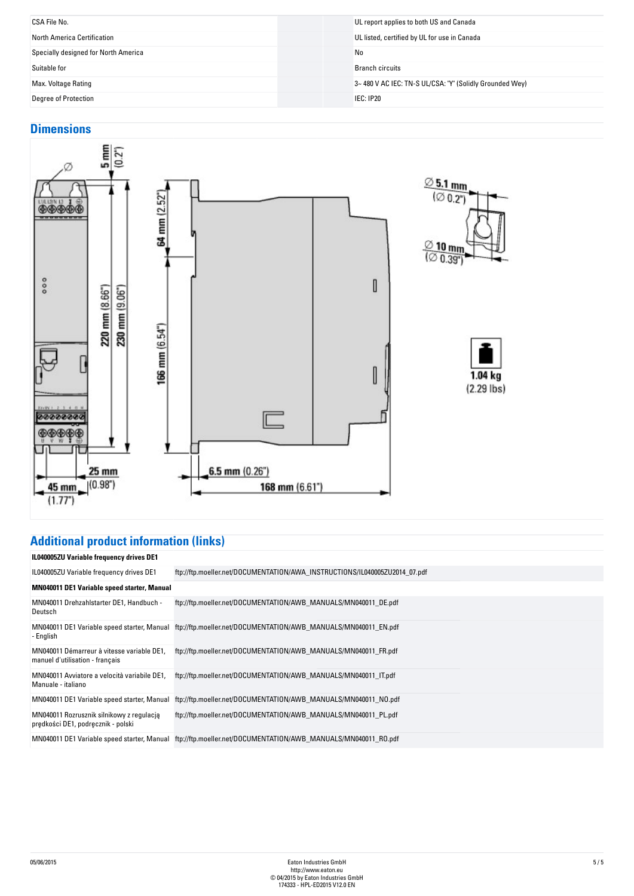| | | |
|---|---|---|
| CSA File No. | | UL report applies to both US and Canada |
| North America Certification | | UL listed, certified by UL for use in Canada |
| Specially designed for North America | | No |
| Suitable for | | Branch circuits |
| Max. Voltage Rating | | 3~ 480 V AC IEC: TN-S UL/CSA: "Y" (Solidly Grounded Wey) |
| Degree of Protection | | IEC: IP20 |

## Dimensions

5 mm (0.2")
220 mm (8.66")
230 mm (9.06")
25 mm (0.98")
45 mm (1.77")
64 mm (2.52")
166 mm (6.54")
6.5 mm (0.26")
168 mm (6.61")
∅ 5.1 mm (∅ 0.2")
∅ 10 mm (∅ 0.39")
1.04 kg (2.29 lbs)

## Additional product information (links)

| | |
|---|---|
| **IL040005ZU Variable frequency drives DE1** | |
| IL040005ZU Variable frequency drives DE1 | ftp://ftp.moeller.net/DOCUMENTATION/AWA_INSTRUCTIONS/IL040005ZU2014_07.pdf |
| **MN040011 DE1 Variable speed starter, Manual** | |
| MN040011 Drehzahlstarter DE1, Handbuch - Deutsch | ftp://ftp.moeller.net/DOCUMENTATION/AWB_MANUALS/MN040011_DE.pdf |
| MN040011 DE1 Variable speed starter, Manual - English | ftp://ftp.moeller.net/DOCUMENTATION/AWB_MANUALS/MN040011_EN.pdf |
| MN040011 Démarreur à vitesse variable DE1, manuel d'utilisation - français | ftp://ftp.moeller.net/DOCUMENTATION/AWB_MANUALS/MN040011_FR.pdf |
| MN040011 Avviatore a velocità variabile DE1, Manuale - italiano | ftp://ftp.moeller.net/DOCUMENTATION/AWB_MANUALS/MN040011_IT.pdf |
| MN040011 DE1 Variable speed starter, Manual | ftp://ftp.moeller.net/DOCUMENTATION/AWB_MANUALS/MN040011_NO.pdf |
| MN040011 Rozrusznik silnikowy z regulacją prędkości DE1, podręcznik - polski | ftp://ftp.moeller.net/DOCUMENTATION/AWB_MANUALS/MN040011_PL.pdf |
| MN040011 DE1 Variable speed starter, Manual | ftp://ftp.moeller.net/DOCUMENTATION/AWB_MANUALS/MN040011_RO.pdf |